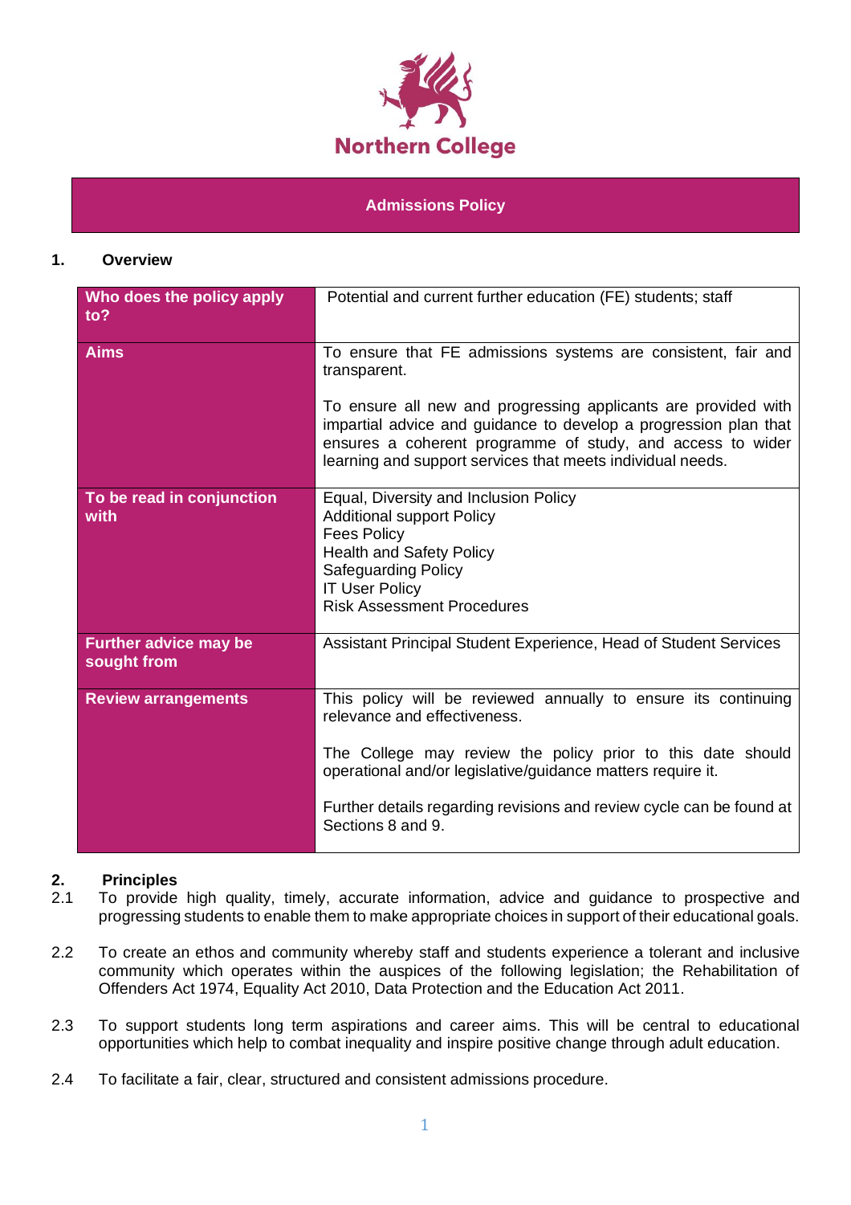Northern College

# Admissions Policy

## 1. Overview

| Who does the policy apply to? | Potential and current further education (FE) students; staff |
|---|---|
| **Aims** | To ensure that FE admissions systems are consistent, fair and transparent.<br><br>To ensure all new and progressing applicants are provided with impartial advice and guidance to develop a progression plan that ensures a coherent programme of study, and access to wider learning and support services that meets individual needs. |
| **To be read in conjunction with** | Equal, Diversity and Inclusion Policy<br>Additional support Policy<br>Fees Policy<br>Health and Safety Policy<br>Safeguarding Policy<br>IT User Policy<br>Risk Assessment Procedures |
| **Further advice may be sought from** | Assistant Principal Student Experience, Head of Student Services |
| **Review arrangements** | This policy will be reviewed annually to ensure its continuing relevance and effectiveness.<br><br>The College may review the policy prior to this date should operational and/or legislative/guidance matters require it.<br><br>Further details regarding revisions and review cycle can be found at Sections 8 and 9. |

## 2. Principles

2.1 To provide high quality, timely, accurate information, advice and guidance to prospective and progressing students to enable them to make appropriate choices in support of their educational goals.

2.2 To create an ethos and community whereby staff and students experience a tolerant and inclusive community which operates within the auspices of the following legislation; the Rehabilitation of Offenders Act 1974, Equality Act 2010, Data Protection and the Education Act 2011.

2.3 To support students long term aspirations and career aims. This will be central to educational opportunities which help to combat inequality and inspire positive change through adult education.

2.4 To facilitate a fair, clear, structured and consistent admissions procedure.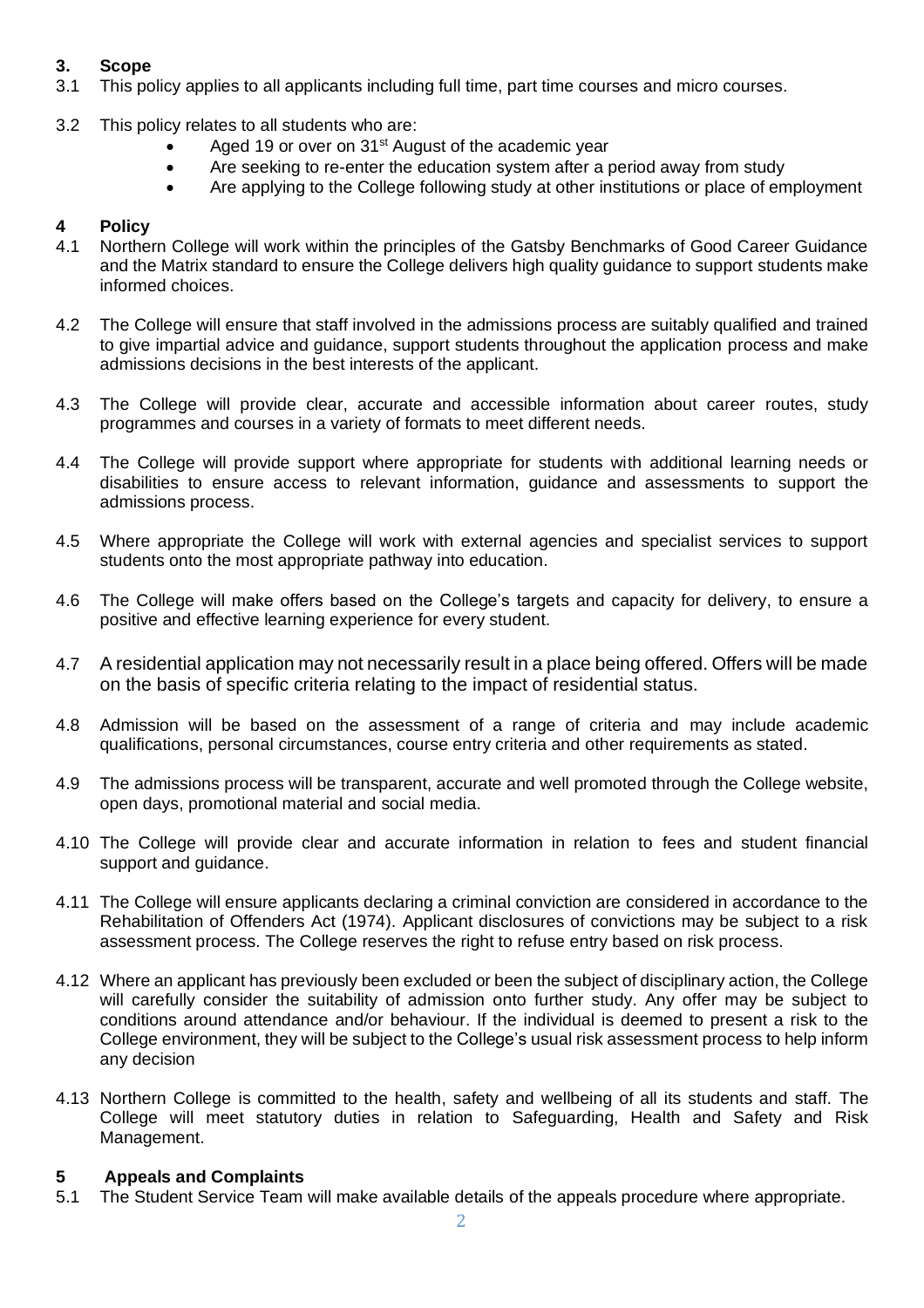## 3. Scope

3.1 This policy applies to all applicants including full time, part time courses and micro courses.

3.2 This policy relates to all students who are:

- Aged 19 or over on 31st August of the academic year
- Are seeking to re-enter the education system after a period away from study
- Are applying to the College following study at other institutions or place of employment

## 4 Policy

4.1 Northern College will work within the principles of the Gatsby Benchmarks of Good Career Guidance and the Matrix standard to ensure the College delivers high quality guidance to support students make informed choices.

4.2 The College will ensure that staff involved in the admissions process are suitably qualified and trained to give impartial advice and guidance, support students throughout the application process and make admissions decisions in the best interests of the applicant.

4.3 The College will provide clear, accurate and accessible information about career routes, study programmes and courses in a variety of formats to meet different needs.

4.4 The College will provide support where appropriate for students with additional learning needs or disabilities to ensure access to relevant information, guidance and assessments to support the admissions process.

4.5 Where appropriate the College will work with external agencies and specialist services to support students onto the most appropriate pathway into education.

4.6 The College will make offers based on the College's targets and capacity for delivery, to ensure a positive and effective learning experience for every student.

4.7 A residential application may not necessarily result in a place being offered. Offers will be made on the basis of specific criteria relating to the impact of residential status.

4.8 Admission will be based on the assessment of a range of criteria and may include academic qualifications, personal circumstances, course entry criteria and other requirements as stated.

4.9 The admissions process will be transparent, accurate and well promoted through the College website, open days, promotional material and social media.

4.10 The College will provide clear and accurate information in relation to fees and student financial support and guidance.

4.11 The College will ensure applicants declaring a criminal conviction are considered in accordance to the Rehabilitation of Offenders Act (1974). Applicant disclosures of convictions may be subject to a risk assessment process. The College reserves the right to refuse entry based on risk process.

4.12 Where an applicant has previously been excluded or been the subject of disciplinary action, the College will carefully consider the suitability of admission onto further study. Any offer may be subject to conditions around attendance and/or behaviour. If the individual is deemed to present a risk to the College environment, they will be subject to the College's usual risk assessment process to help inform any decision

4.13 Northern College is committed to the health, safety and wellbeing of all its students and staff. The College will meet statutory duties in relation to Safeguarding, Health and Safety and Risk Management.

## 5 Appeals and Complaints

5.1 The Student Service Team will make available details of the appeals procedure where appropriate.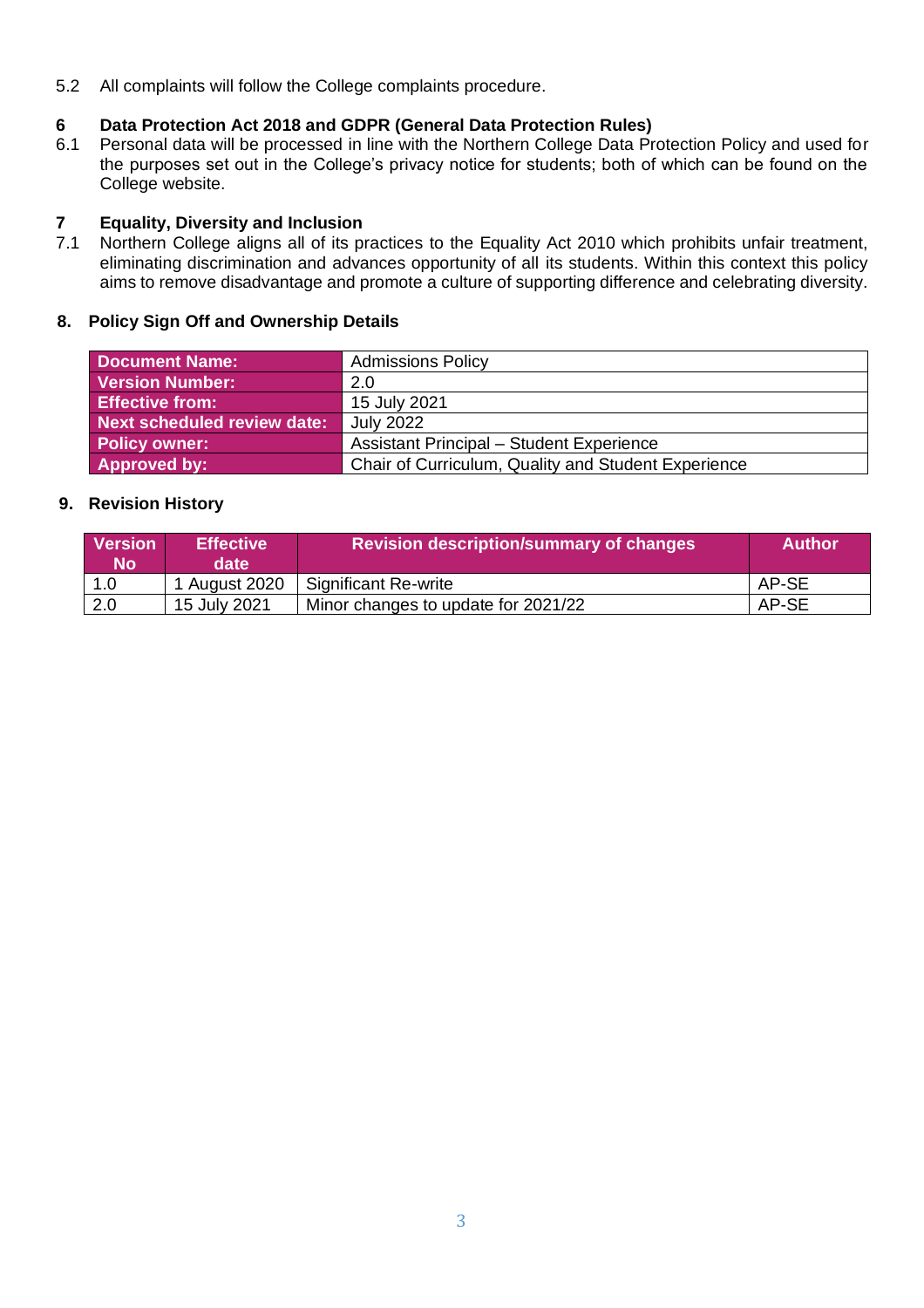5.2 All complaints will follow the College complaints procedure.

## 6 Data Protection Act 2018 and GDPR (General Data Protection Rules)

6.1 Personal data will be processed in line with the Northern College Data Protection Policy and used for the purposes set out in the College's privacy notice for students; both of which can be found on the College website.

## 7 Equality, Diversity and Inclusion

7.1 Northern College aligns all of its practices to the Equality Act 2010 which prohibits unfair treatment, eliminating discrimination and advances opportunity of all its students. Within this context this policy aims to remove disadvantage and promote a culture of supporting difference and celebrating diversity.

## 8. Policy Sign Off and Ownership Details

| | |
|---|---|
| **Document Name:** | Admissions Policy |
| **Version Number:** | 2.0 |
| **Effective from:** | 15 July 2021 |
| **Next scheduled review date:** | July 2022 |
| **Policy owner:** | Assistant Principal – Student Experience |
| **Approved by:** | Chair of Curriculum, Quality and Student Experience |

## 9. Revision History

| Version No | Effective date | Revision description/summary of changes | Author |
|---|---|---|---|
| 1.0 | 1 August 2020 | Significant Re-write | AP-SE |
| 2.0 | 15 July 2021 | Minor changes to update for 2021/22 | AP-SE |